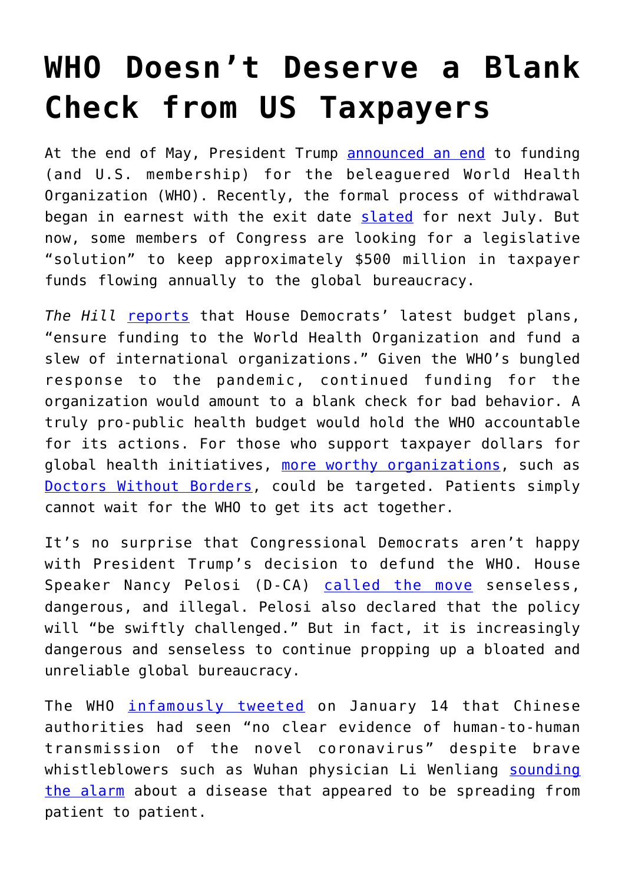# WHO Doesn't Deserve a Blank Check from US Taxpayers

At the end of May, President Trump announced an end to funding (and U.S. membership) for the beleaguered World Health Organization (WHO). Recently, the formal process of withdrawal began in earnest with the exit date slated for next July. But now, some members of Congress are looking for a legislative "solution" to keep approximately $500 million in taxpayer funds flowing annually to the global bureaucracy.

*The Hill* reports that House Democrats' latest budget plans, "ensure funding to the World Health Organization and fund a slew of international organizations." Given the WHO's bungled response to the pandemic, continued funding for the organization would amount to a blank check for bad behavior. A truly pro-public health budget would hold the WHO accountable for its actions. For those who support taxpayer dollars for global health initiatives, more worthy organizations, such as Doctors Without Borders, could be targeted. Patients simply cannot wait for the WHO to get its act together.

It's no surprise that Congressional Democrats aren't happy with President Trump's decision to defund the WHO. House Speaker Nancy Pelosi (D-CA) called the move senseless, dangerous, and illegal. Pelosi also declared that the policy will "be swiftly challenged." But in fact, it is increasingly dangerous and senseless to continue propping up a bloated and unreliable global bureaucracy.

The WHO infamously tweeted on January 14 that Chinese authorities had seen "no clear evidence of human-to-human transmission of the novel coronavirus" despite brave whistleblowers such as Wuhan physician Li Wenliang sounding the alarm about a disease that appeared to be spreading from patient to patient.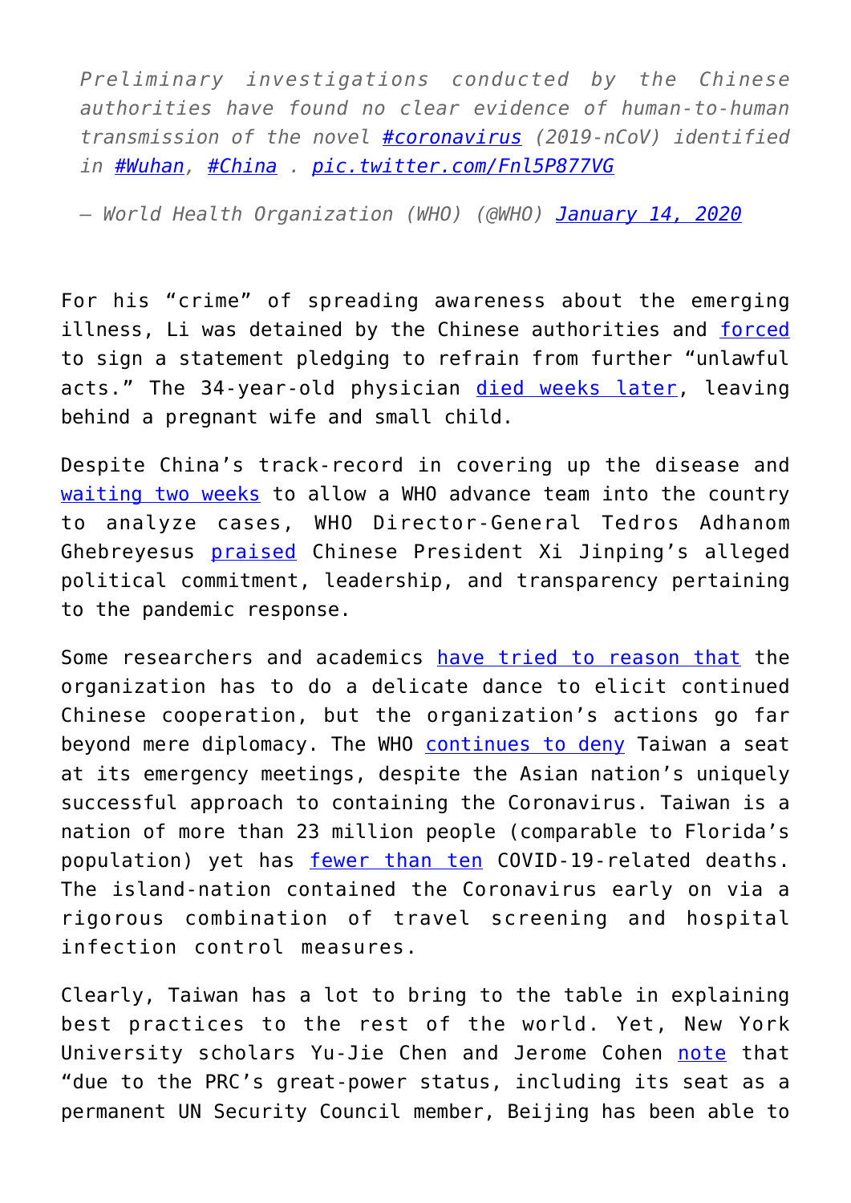> *Preliminary investigations conducted by the Chinese authorities have found no clear evidence of human-to-human transmission of the novel [#coronavirus](#) (2019-nCoV) identified in [#Wuhan](#), [#China](#) . [pic.twitter.com/Fnl5P877VG](#)*
>
> *— World Health Organization (WHO) (@WHO) [January 14, 2020](#)*

For his "crime" of spreading awareness about the emerging illness, Li was detained by the Chinese authorities and [forced](#) to sign a statement pledging to refrain from further "unlawful acts." The 34-year-old physician [died weeks later](#), leaving behind a pregnant wife and small child.

Despite China's track-record in covering up the disease and [waiting two weeks](#) to allow a WHO advance team into the country to analyze cases, WHO Director-General Tedros Adhanom Ghebreyesus [praised](#) Chinese President Xi Jinping's alleged political commitment, leadership, and transparency pertaining to the pandemic response.

Some researchers and academics [have tried to reason that](#) the organization has to do a delicate dance to elicit continued Chinese cooperation, but the organization's actions go far beyond mere diplomacy. The WHO [continues to deny](#) Taiwan a seat at its emergency meetings, despite the Asian nation's uniquely successful approach to containing the Coronavirus. Taiwan is a nation of more than 23 million people (comparable to Florida's population) yet has [fewer than ten](#) COVID-19-related deaths. The island-nation contained the Coronavirus early on via a rigorous combination of travel screening and hospital infection control measures.

Clearly, Taiwan has a lot to bring to the table in explaining best practices to the rest of the world. Yet, New York University scholars Yu-Jie Chen and Jerome Cohen [note](#) that "due to the PRC's great-power status, including its seat as a permanent UN Security Council member, Beijing has been able to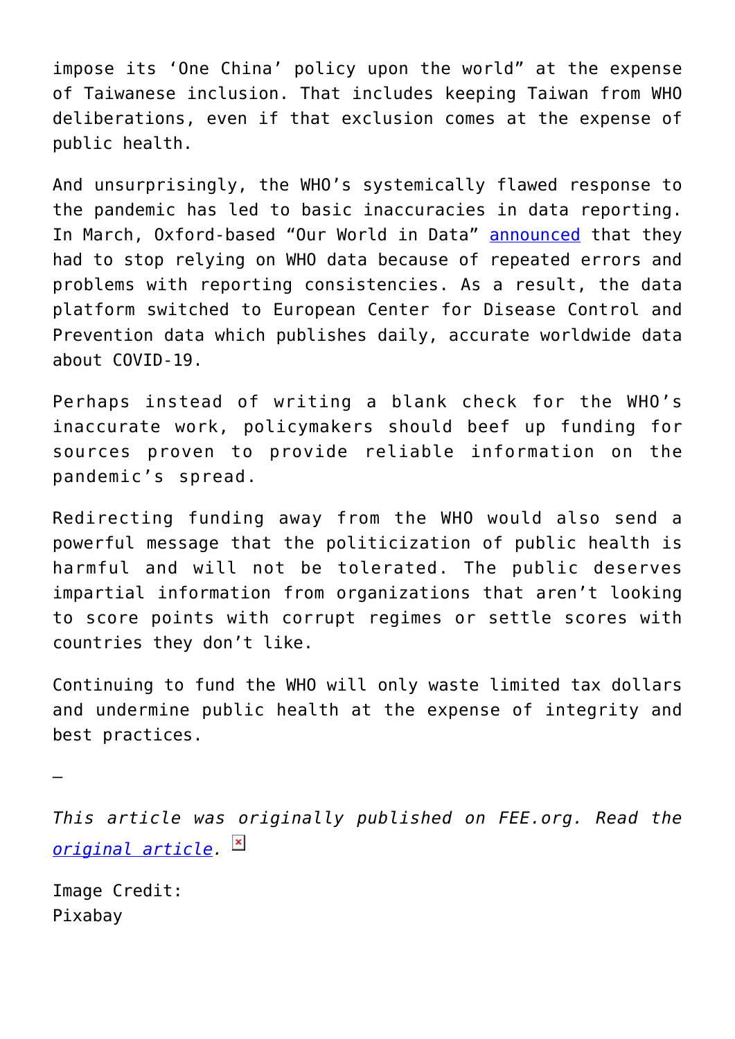impose its 'One China' policy upon the world" at the expense of Taiwanese inclusion. That includes keeping Taiwan from WHO deliberations, even if that exclusion comes at the expense of public health.

And unsurprisingly, the WHO's systemically flawed response to the pandemic has led to basic inaccuracies in data reporting. In March, Oxford-based "Our World in Data" announced that they had to stop relying on WHO data because of repeated errors and problems with reporting consistencies. As a result, the data platform switched to European Center for Disease Control and Prevention data which publishes daily, accurate worldwide data about COVID-19.

Perhaps instead of writing a blank check for the WHO's inaccurate work, policymakers should beef up funding for sources proven to provide reliable information on the pandemic's spread.

Redirecting funding away from the WHO would also send a powerful message that the politicization of public health is harmful and will not be tolerated. The public deserves impartial information from organizations that aren't looking to score points with corrupt regimes or settle scores with countries they don't like.

Continuing to fund the WHO will only waste limited tax dollars and undermine public health at the expense of integrity and best practices.

—

*This article was originally published on FEE.org. Read the original article.*

Image Credit:
Pixabay